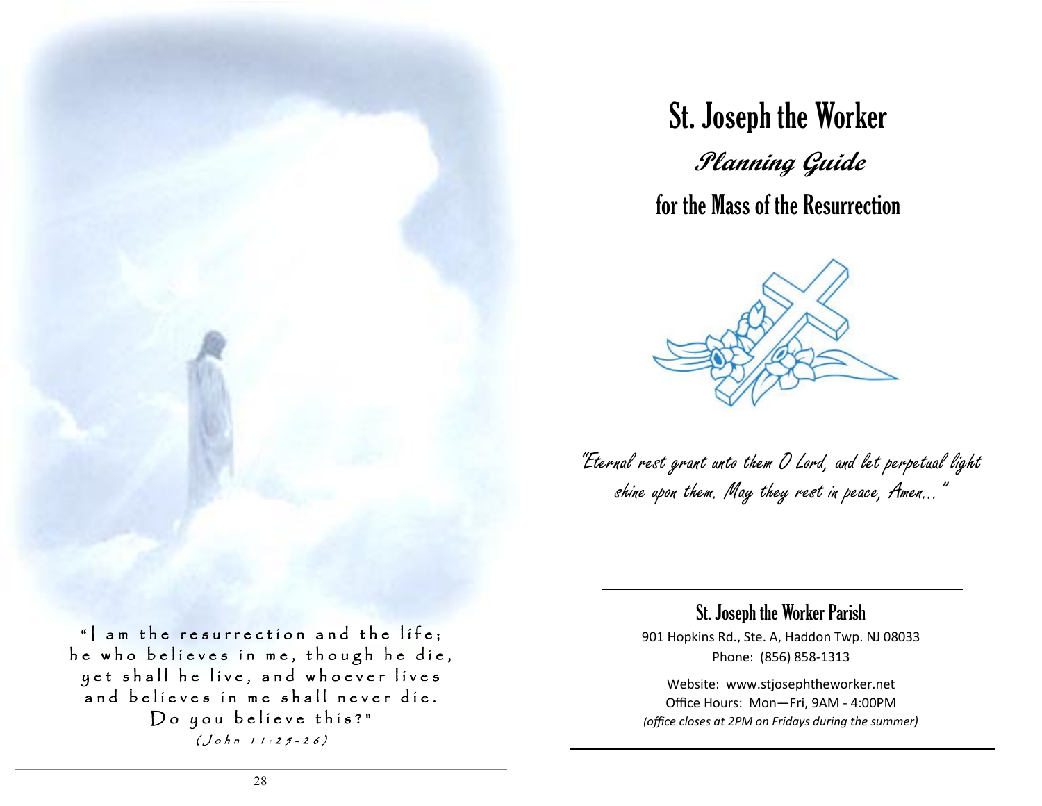"I am the resurrection and the life; he who believes in me, though he die, yet shall he live, and whoever lives and believes in me shall never die. Do you believe this?"

*(John 11:25-26)*

# St. Joseph the Worker

## *Planning Guide*

## for the Mass of the Resurrection

*"Eternal rest grant unto them O Lord, and let perpetual light shine upon them. May they rest in peace, Amen..."*

---

### St. Joseph the Worker Parish

901 Hopkins Rd., Ste. A, Haddon Twp. NJ 08033
Phone: (856) 858-1313

Website: www.stjosephtheworker.net
Office Hours: Mon—Fri, 9AM - 4:00PM
*(office closes at 2PM on Fridays during the summer)*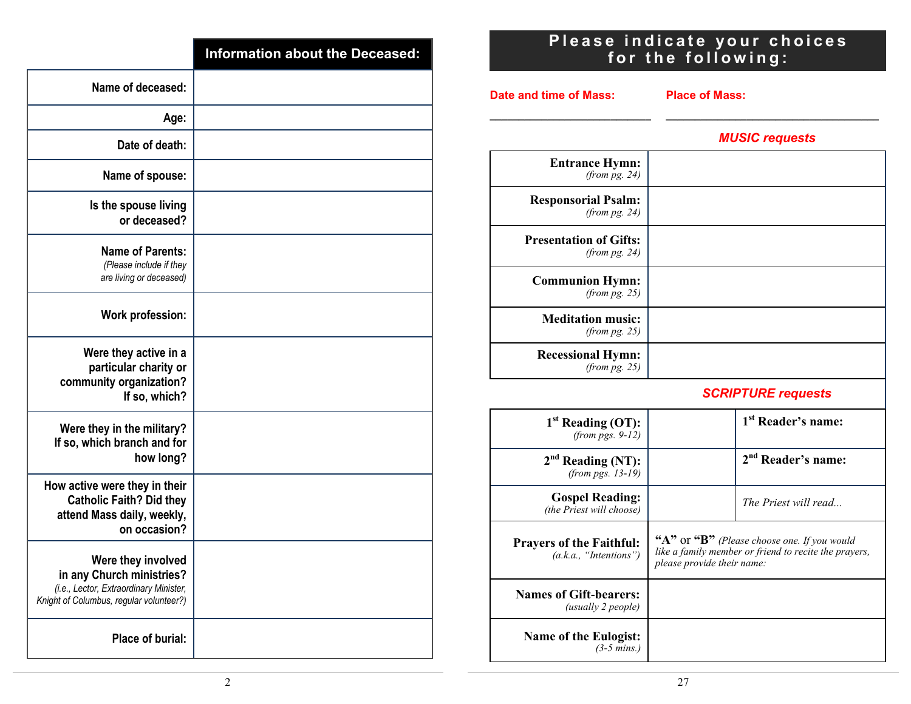| | Information about the Deceased: |
|---|---|
| **Name of deceased:** | |
| **Age:** | |
| **Date of death:** | |
| **Name of spouse:** | |
| **Is the spouse living or deceased?** | |
| **Name of Parents:** *(Please include if they are living or deceased)* | |
| **Work profession:** | |
| **Were they active in a particular charity or community organization? If so, which?** | |
| **Were they in the military? If so, which branch and for how long?** | |
| **How active were they in their Catholic Faith? Did they attend Mass daily, weekly, on occasion?** | |
| **Were they involved in any Church ministries?** *(i.e., Lector, Extraordinary Minister, Knight of Columbus, regular volunteer?)* | |
| **Place of burial:** | |

## Please indicate your choices for the following:

**Date and time of Mass:** ________________________

**Place of Mass:** ______________________________

### *MUSIC requests*

| | |
|---|---|
| **Entrance Hymn:** *(from pg. 24)* | |
| **Responsorial Psalm:** *(from pg. 24)* | |
| **Presentation of Gifts:** *(from pg. 24)* | |
| **Communion Hymn:** *(from pg. 25)* | |
| **Meditation music:** *(from pg. 25)* | |
| **Recessional Hymn:** *(from pg. 25)* | |

### *SCRIPTURE requests*

| | | |
|---|---|---|
| **1st Reading (OT):** *(from pgs. 9-12)* | | **1st Reader's name:** |
| **2nd Reading (NT):** *(from pgs. 13-19)* | | **2nd Reader's name:** |
| **Gospel Reading:** *(the Priest will choose)* | | *The Priest will read...* |
| **Prayers of the Faithful:** *(a.k.a., "Intentions")* | **"A"** or **"B"** *(Please choose one. If you would like a family member or friend to recite the prayers, please provide their name:* | |
| **Names of Gift-bearers:** *(usually 2 people)* | | |
| **Name of the Eulogist:** *(3-5 mins.)* | | |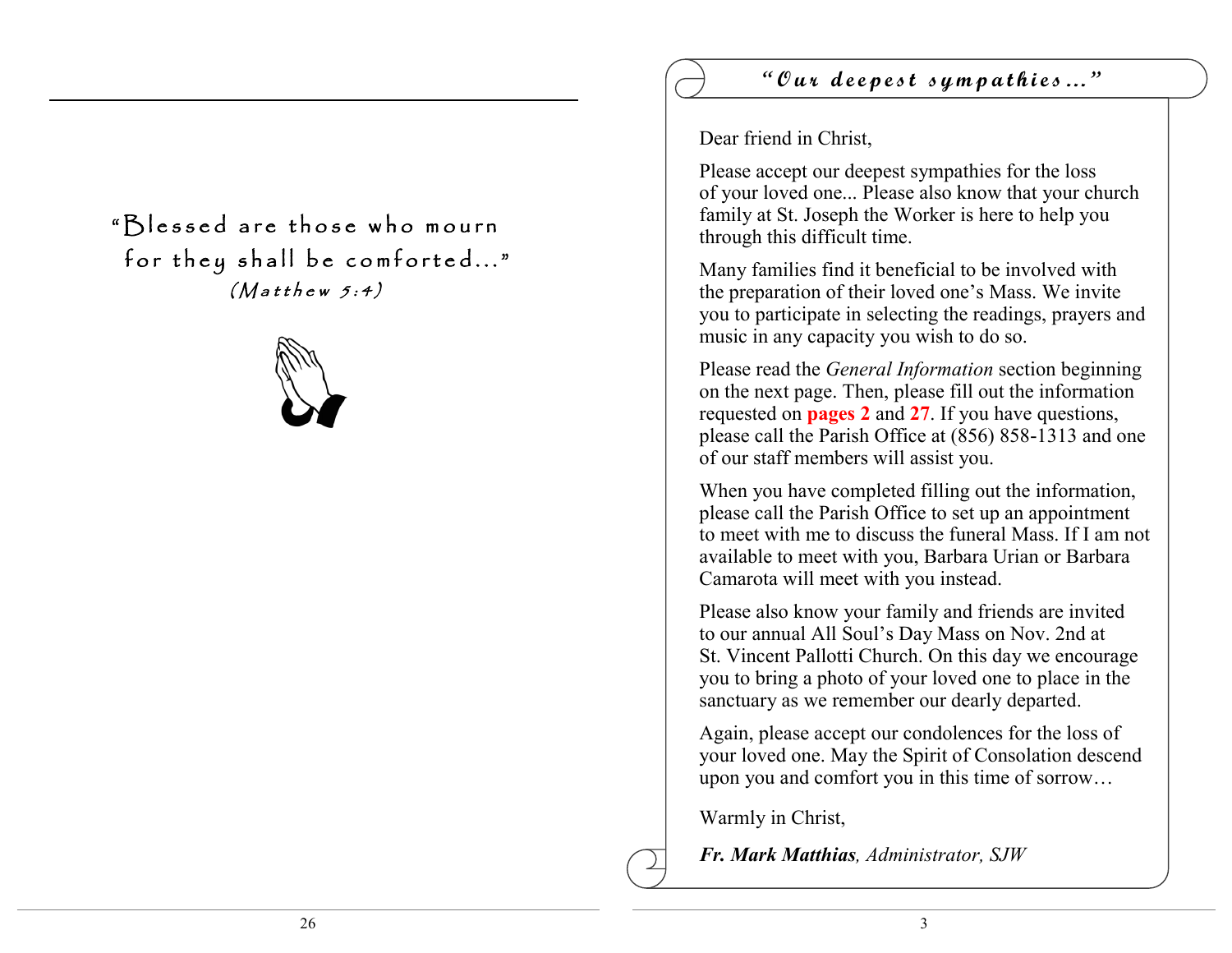"Blessed are those who mourn
for they shall be comforted..."
*(Matthew 5:4)*

## *"Our deepest sympathies..."*

Dear friend in Christ,

Please accept our deepest sympathies for the loss of your loved one... Please also know that your church family at St. Joseph the Worker is here to help you through this difficult time.

Many families find it beneficial to be involved with the preparation of their loved one's Mass. We invite you to participate in selecting the readings, prayers and music in any capacity you wish to do so.

Please read the *General Information* section beginning on the next page. Then, please fill out the information requested on **pages 2** and **27**. If you have questions, please call the Parish Office at (856) 858-1313 and one of our staff members will assist you.

When you have completed filling out the information, please call the Parish Office to set up an appointment to meet with me to discuss the funeral Mass. If I am not available to meet with you, Barbara Urian or Barbara Camarota will meet with you instead.

Please also know your family and friends are invited to our annual All Soul's Day Mass on Nov. 2nd at St. Vincent Pallotti Church. On this day we encourage you to bring a photo of your loved one to place in the sanctuary as we remember our dearly departed.

Again, please accept our condolences for the loss of your loved one. May the Spirit of Consolation descend upon you and comfort you in this time of sorrow…

Warmly in Christ,

***Fr. Mark Matthias****, Administrator, SJW*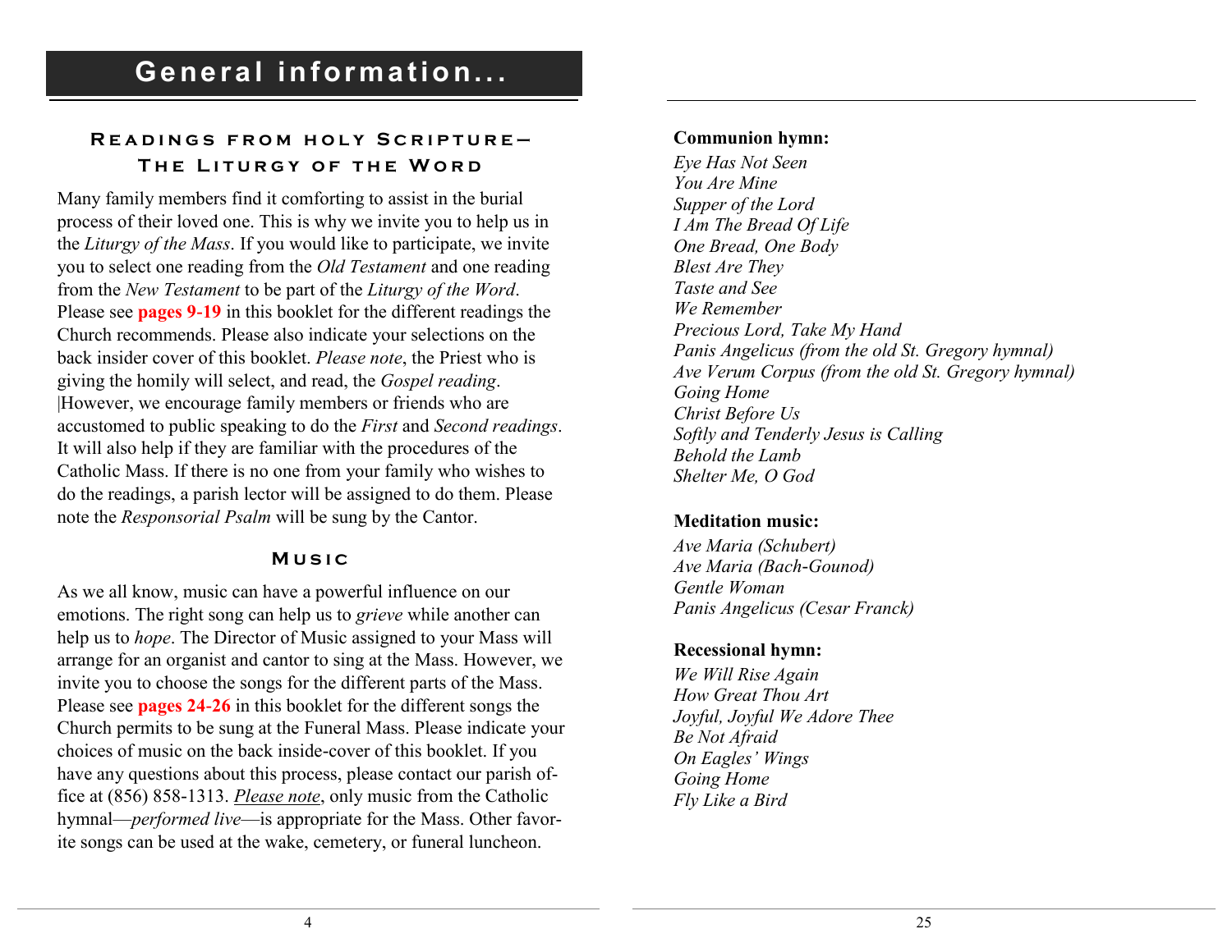# General information...

## Readings from holy Scripture— The Liturgy of the Word

Many family members find it comforting to assist in the burial process of their loved one. This is why we invite you to help us in the *Liturgy of the Mass*. If you would like to participate, we invite you to select one reading from the *Old Testament* and one reading from the *New Testament* to be part of the *Liturgy of the Word*. Please see **pages 9-19** in this booklet for the different readings the Church recommends. Please also indicate your selections on the back insider cover of this booklet. *Please note*, the Priest who is giving the homily will select, and read, the *Gospel reading*. |However, we encourage family members or friends who are accustomed to public speaking to do the *First* and *Second readings*. It will also help if they are familiar with the procedures of the Catholic Mass. If there is no one from your family who wishes to do the readings, a parish lector will be assigned to do them. Please note the *Responsorial Psalm* will be sung by the Cantor.

## Music

As we all know, music can have a powerful influence on our emotions. The right song can help us to *grieve* while another can help us to *hope*. The Director of Music assigned to your Mass will arrange for an organist and cantor to sing at the Mass. However, we invite you to choose the songs for the different parts of the Mass. Please see **pages 24-26** in this booklet for the different songs the Church permits to be sung at the Funeral Mass. Please indicate your choices of music on the back inside-cover of this booklet. If you have any questions about this process, please contact our parish office at (856) 858-1313. *Please note*, only music from the Catholic hymnal—*performed live*—is appropriate for the Mass. Other favorite songs can be used at the wake, cemetery, or funeral luncheon.

**Communion hymn:**

*Eye Has Not Seen*
*You Are Mine*
*Supper of the Lord*
*I Am The Bread Of Life*
*One Bread, One Body*
*Blest Are They*
*Taste and See*
*We Remember*
*Precious Lord, Take My Hand*
*Panis Angelicus (from the old St. Gregory hymnal)*
*Ave Verum Corpus (from the old St. Gregory hymnal)*
*Going Home*
*Christ Before Us*
*Softly and Tenderly Jesus is Calling*
*Behold the Lamb*
*Shelter Me, O God*

**Meditation music:**

*Ave Maria (Schubert)*
*Ave Maria (Bach-Gounod)*
*Gentle Woman*
*Panis Angelicus (Cesar Franck)*

**Recessional hymn:**

*We Will Rise Again*
*How Great Thou Art*
*Joyful, Joyful We Adore Thee*
*Be Not Afraid*
*On Eagles' Wings*
*Going Home*
*Fly Like a Bird*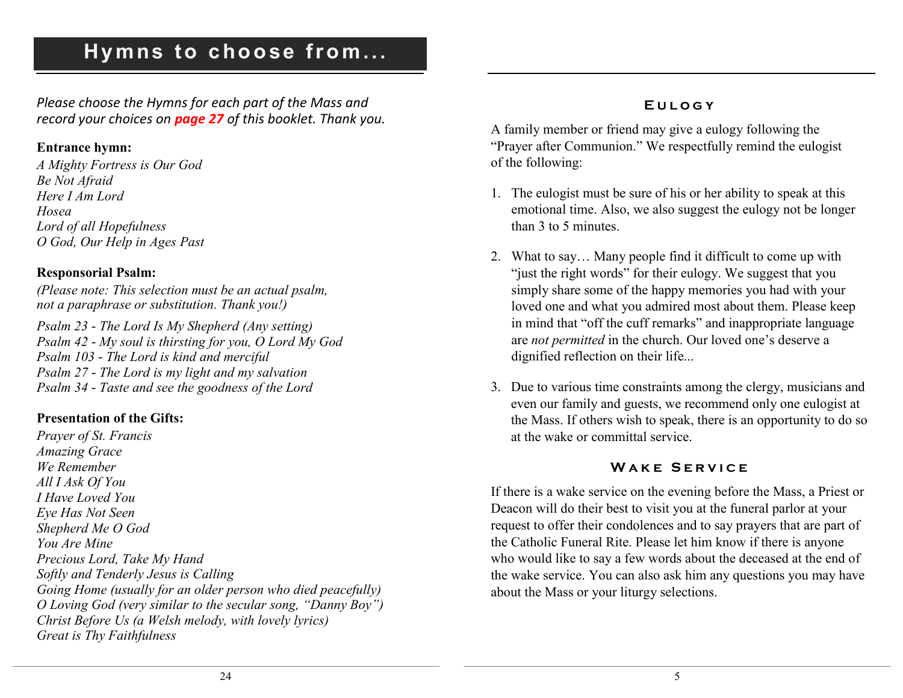# Hymns to choose from...

*Please choose the Hymns for each part of the Mass and record your choices on* ***page 27*** *of this booklet. Thank you.*

**Entrance hymn:**

*A Mighty Fortress is Our God*
*Be Not Afraid*
*Here I Am Lord*
*Hosea*
*Lord of all Hopefulness*
*O God, Our Help in Ages Past*

**Responsorial Psalm:**

*(Please note: This selection must be an actual psalm, not a paraphrase or substitution. Thank you!)*

*Psalm 23 - The Lord Is My Shepherd (Any setting)*
*Psalm 42 - My soul is thirsting for you, O Lord My God*
*Psalm 103 - The Lord is kind and merciful*
*Psalm 27 - The Lord is my light and my salvation*
*Psalm 34 - Taste and see the goodness of the Lord*

**Presentation of the Gifts:**

*Prayer of St. Francis*
*Amazing Grace*
*We Remember*
*All I Ask Of You*
*I Have Loved You*
*Eye Has Not Seen*
*Shepherd Me O God*
*You Are Mine*
*Precious Lord, Take My Hand*
*Softly and Tenderly Jesus is Calling*
*Going Home (usually for an older person who died peacefully)*
*O Loving God (very similar to the secular song, "Danny Boy")*
*Christ Before Us (a Welsh melody, with lovely lyrics)*
*Great is Thy Faithfulness*

## Eulogy

A family member or friend may give a eulogy following the "Prayer after Communion." We respectfully remind the eulogist of the following:

1. The eulogist must be sure of his or her ability to speak at this emotional time. Also, we also suggest the eulogy not be longer than 3 to 5 minutes.

2. What to say… Many people find it difficult to come up with "just the right words" for their eulogy. We suggest that you simply share some of the happy memories you had with your loved one and what you admired most about them. Please keep in mind that "off the cuff remarks" and inappropriate language are *not permitted* in the church. Our loved one's deserve a dignified reflection on their life...

3. Due to various time constraints among the clergy, musicians and even our family and guests, we recommend only one eulogist at the Mass. If others wish to speak, there is an opportunity to do so at the wake or committal service.

## Wake Service

If there is a wake service on the evening before the Mass, a Priest or Deacon will do their best to visit you at the funeral parlor at your request to offer their condolences and to say prayers that are part of the Catholic Funeral Rite. Please let him know if there is anyone who would like to say a few words about the deceased at the end of the wake service. You can also ask him any questions you may have about the Mass or your liturgy selections.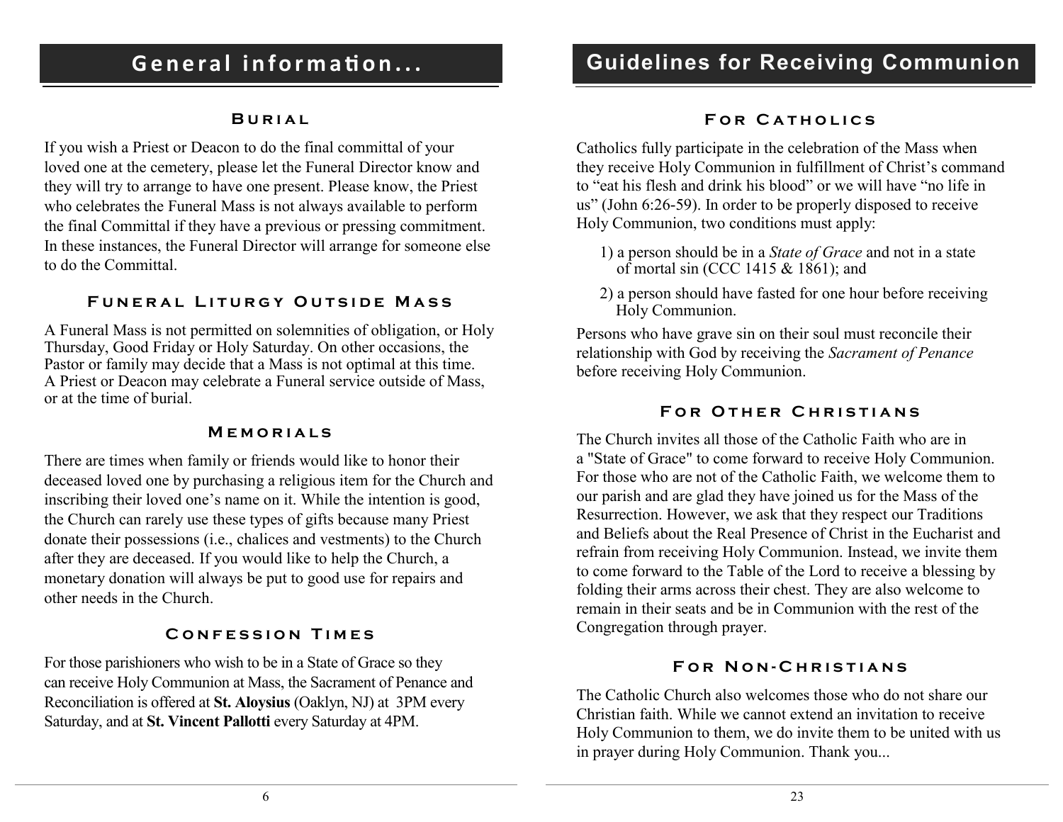## General information...

### Burial

If you wish a Priest or Deacon to do the final committal of your loved one at the cemetery, please let the Funeral Director know and they will try to arrange to have one present. Please know, the Priest who celebrates the Funeral Mass is not always available to perform the final Committal if they have a previous or pressing commitment. In these instances, the Funeral Director will arrange for someone else to do the Committal.

### Funeral Liturgy Outside Mass

A Funeral Mass is not permitted on solemnities of obligation, or Holy Thursday, Good Friday or Holy Saturday. On other occasions, the Pastor or family may decide that a Mass is not optimal at this time. A Priest or Deacon may celebrate a Funeral service outside of Mass, or at the time of burial.

### Memorials

There are times when family or friends would like to honor their deceased loved one by purchasing a religious item for the Church and inscribing their loved one's name on it. While the intention is good, the Church can rarely use these types of gifts because many Priest donate their possessions (i.e., chalices and vestments) to the Church after they are deceased. If you would like to help the Church, a monetary donation will always be put to good use for repairs and other needs in the Church.

### Confession Times

For those parishioners who wish to be in a State of Grace so they can receive Holy Communion at Mass, the Sacrament of Penance and Reconciliation is offered at **St. Aloysius** (Oaklyn, NJ) at 3PM every Saturday, and at **St. Vincent Pallotti** every Saturday at 4PM.

## Guidelines for Receiving Communion

### For Catholics

Catholics fully participate in the celebration of the Mass when they receive Holy Communion in fulfillment of Christ's command to "eat his flesh and drink his blood" or we will have "no life in us" (John 6:26-59). In order to be properly disposed to receive Holy Communion, two conditions must apply:

1) a person should be in a *State of Grace* and not in a state of mortal sin (CCC 1415 & 1861); and
2) a person should have fasted for one hour before receiving Holy Communion.

Persons who have grave sin on their soul must reconcile their relationship with God by receiving the *Sacrament of Penance* before receiving Holy Communion.

### For Other Christians

The Church invites all those of the Catholic Faith who are in a "State of Grace" to come forward to receive Holy Communion. For those who are not of the Catholic Faith, we welcome them to our parish and are glad they have joined us for the Mass of the Resurrection. However, we ask that they respect our Traditions and Beliefs about the Real Presence of Christ in the Eucharist and refrain from receiving Holy Communion. Instead, we invite them to come forward to the Table of the Lord to receive a blessing by folding their arms across their chest. They are also welcome to remain in their seats and be in Communion with the rest of the Congregation through prayer.

### For Non-Christians

The Catholic Church also welcomes those who do not share our Christian faith. While we cannot extend an invitation to receive Holy Communion to them, we do invite them to be united with us in prayer during Holy Communion. Thank you...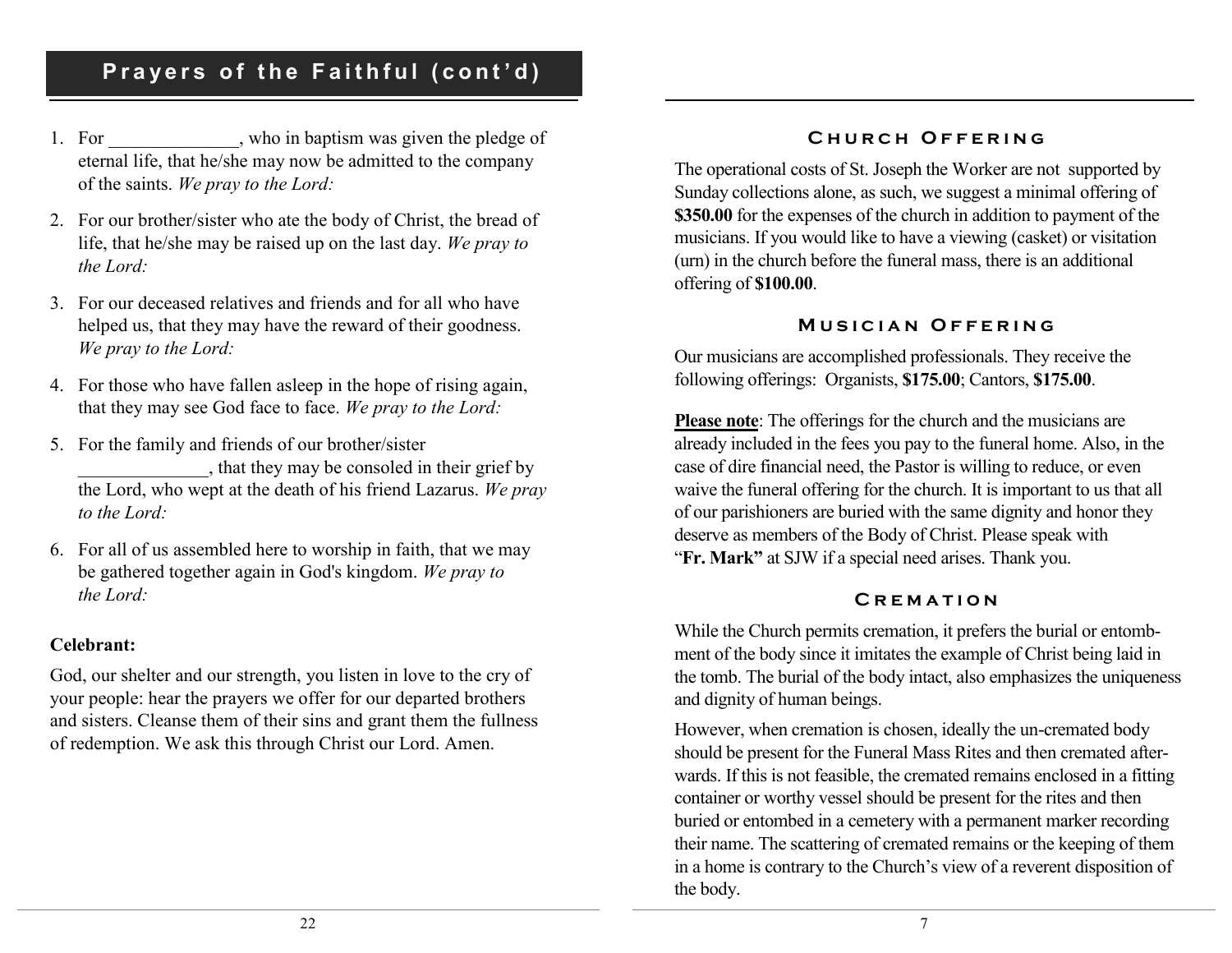## Prayers of the Faithful (cont'd)

1. For ______________, who in baptism was given the pledge of eternal life, that he/she may now be admitted to the company of the saints. *We pray to the Lord:*
2. For our brother/sister who ate the body of Christ, the bread of life, that he/she may be raised up on the last day. *We pray to the Lord:*
3. For our deceased relatives and friends and for all who have helped us, that they may have the reward of their goodness. *We pray to the Lord:*
4. For those who have fallen asleep in the hope of rising again, that they may see God face to face. *We pray to the Lord:*
5. For the family and friends of our brother/sister ______________, that they may be consoled in their grief by the Lord, who wept at the death of his friend Lazarus. *We pray to the Lord:*
6. For all of us assembled here to worship in faith, that we may be gathered together again in God's kingdom. *We pray to the Lord:*

**Celebrant:**

God, our shelter and our strength, you listen in love to the cry of your people: hear the prayers we offer for our departed brothers and sisters. Cleanse them of their sins and grant them the fullness of redemption. We ask this through Christ our Lord. Amen.

## Church Offering

The operational costs of St. Joseph the Worker are not supported by Sunday collections alone, as such, we suggest a minimal offering of **$350.00** for the expenses of the church in addition to payment of the musicians. If you would like to have a viewing (casket) or visitation (urn) in the church before the funeral mass, there is an additional offering of **$100.00**.

## Musician Offering

Our musicians are accomplished professionals. They receive the following offerings: Organists, **$175.00**; Cantors, **$175.00**.

**Please note**: The offerings for the church and the musicians are already included in the fees you pay to the funeral home. Also, in the case of dire financial need, the Pastor is willing to reduce, or even waive the funeral offering for the church. It is important to us that all of our parishioners are buried with the same dignity and honor they deserve as members of the Body of Christ. Please speak with "**Fr. Mark"** at SJW if a special need arises. Thank you.

## Cremation

While the Church permits cremation, it prefers the burial or entombment of the body since it imitates the example of Christ being laid in the tomb. The burial of the body intact, also emphasizes the uniqueness and dignity of human beings.

However, when cremation is chosen, ideally the un-cremated body should be present for the Funeral Mass Rites and then cremated afterwards. If this is not feasible, the cremated remains enclosed in a fitting container or worthy vessel should be present for the rites and then buried or entombed in a cemetery with a permanent marker recording their name. The scattering of cremated remains or the keeping of them in a home is contrary to the Church's view of a reverent disposition of the body.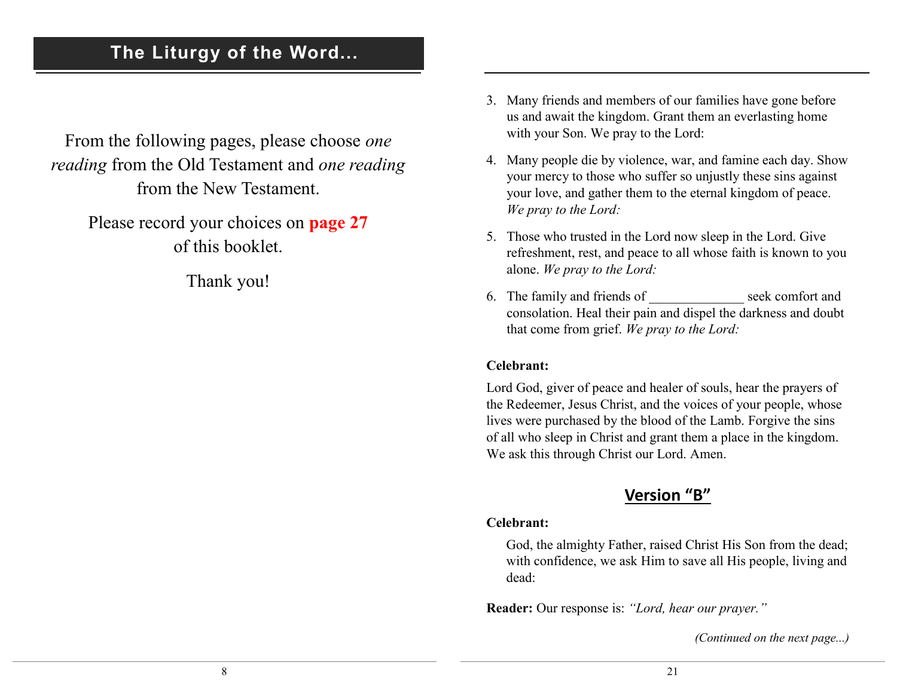## The Liturgy of the Word...

From the following pages, please choose *one reading* from the Old Testament and *one reading* from the New Testament.

Please record your choices on **page 27** of this booklet.

Thank you!

3. Many friends and members of our families have gone before us and await the kingdom. Grant them an everlasting home with your Son. We pray to the Lord:

4. Many people die by violence, war, and famine each day. Show your mercy to those who suffer so unjustly these sins against your love, and gather them to the eternal kingdom of peace. *We pray to the Lord:*

5. Those who trusted in the Lord now sleep in the Lord. Give refreshment, rest, and peace to all whose faith is known to you alone. *We pray to the Lord:*

6. The family and friends of ______________ seek comfort and consolation. Heal their pain and dispel the darkness and doubt that come from grief. *We pray to the Lord:*

**Celebrant:**

Lord God, giver of peace and healer of souls, hear the prayers of the Redeemer, Jesus Christ, and the voices of your people, whose lives were purchased by the blood of the Lamb. Forgive the sins of all who sleep in Christ and grant them a place in the kingdom. We ask this through Christ our Lord. Amen.

### Version "B"

**Celebrant:**

God, the almighty Father, raised Christ His Son from the dead; with confidence, we ask Him to save all His people, living and dead:

**Reader:** Our response is: *"Lord, hear our prayer."*

*(Continued on the next page...)*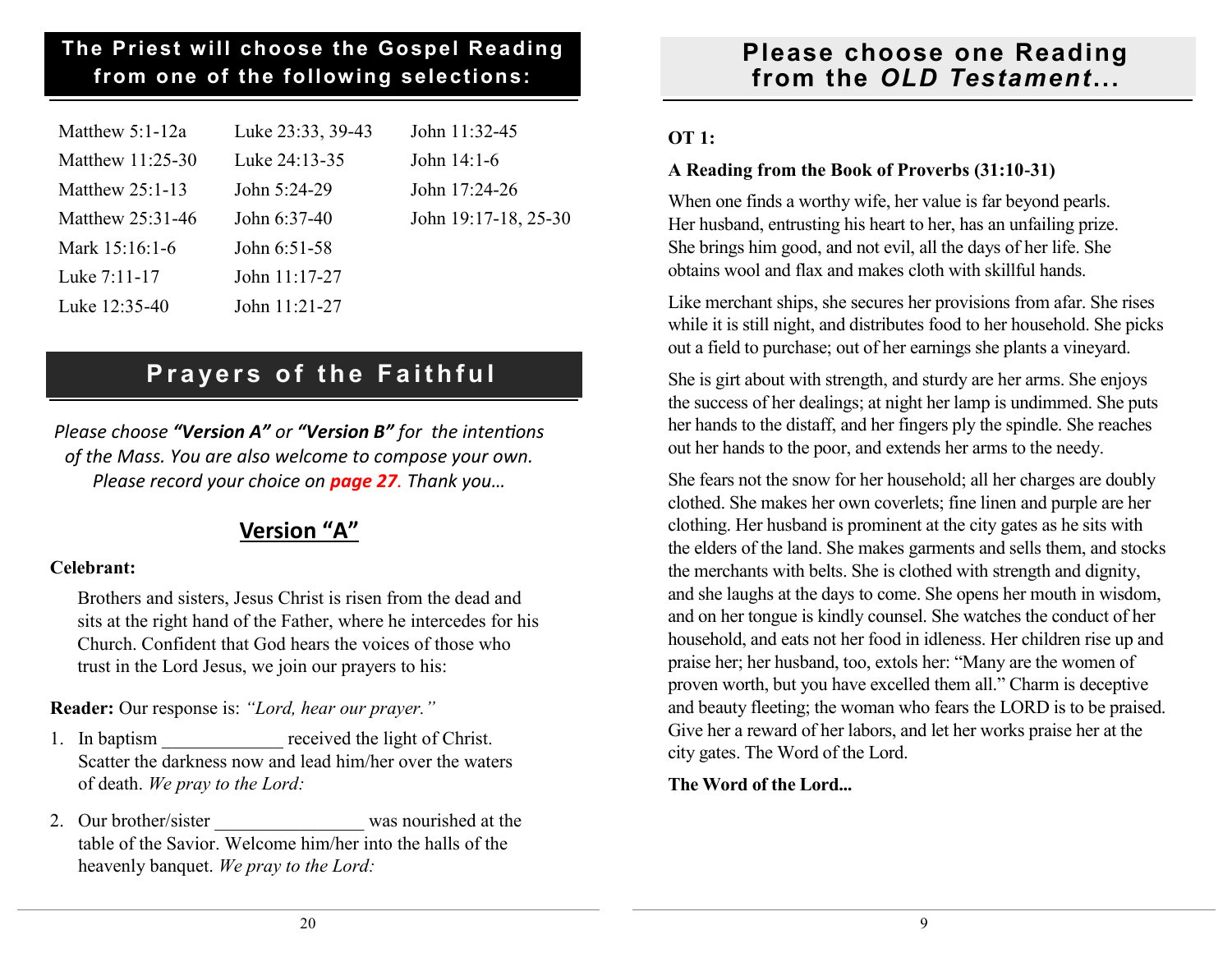## The Priest will choose the Gospel Reading from one of the following selections:

| | | |
|---|---|---|
| Matthew 5:1-12a | Luke 23:33, 39-43 | John 11:32-45 |
| Matthew 11:25-30 | Luke 24:13-35 | John 14:1-6 |
| Matthew 25:1-13 | John 5:24-29 | John 17:24-26 |
| Matthew 25:31-46 | John 6:37-40 | John 19:17-18, 25-30 |
| Mark 15:16:1-6 | John 6:51-58 | |
| Luke 7:11-17 | John 11:17-27 | |
| Luke 12:35-40 | John 11:21-27 | |

## Prayers of the Faithful

*Please choose **"Version A"** or **"Version B"** for the intentions of the Mass. You are also welcome to compose your own. Please record your choice on **page 27**. Thank you…*

### Version "A"

**Celebrant:**

Brothers and sisters, Jesus Christ is risen from the dead and sits at the right hand of the Father, where he intercedes for his Church. Confident that God hears the voices of those who trust in the Lord Jesus, we join our prayers to his:

**Reader:** Our response is: *"Lord, hear our prayer."*

1. In baptism _____________ received the light of Christ. Scatter the darkness now and lead him/her over the waters of death. *We pray to the Lord:*

2. Our brother/sister ________________ was nourished at the table of the Savior. Welcome him/her into the halls of the heavenly banquet. *We pray to the Lord:*

## Please choose one Reading from the *OLD Testament*...

**OT 1:**

**A Reading from the Book of Proverbs (31:10-31)**

When one finds a worthy wife, her value is far beyond pearls. Her husband, entrusting his heart to her, has an unfailing prize. She brings him good, and not evil, all the days of her life. She obtains wool and flax and makes cloth with skillful hands.

Like merchant ships, she secures her provisions from afar. She rises while it is still night, and distributes food to her household. She picks out a field to purchase; out of her earnings she plants a vineyard.

She is girt about with strength, and sturdy are her arms. She enjoys the success of her dealings; at night her lamp is undimmed. She puts her hands to the distaff, and her fingers ply the spindle. She reaches out her hands to the poor, and extends her arms to the needy.

She fears not the snow for her household; all her charges are doubly clothed. She makes her own coverlets; fine linen and purple are her clothing. Her husband is prominent at the city gates as he sits with the elders of the land. She makes garments and sells them, and stocks the merchants with belts. She is clothed with strength and dignity, and she laughs at the days to come. She opens her mouth in wisdom, and on her tongue is kindly counsel. She watches the conduct of her household, and eats not her food in idleness. Her children rise up and praise her; her husband, too, extols her: "Many are the women of proven worth, but you have excelled them all." Charm is deceptive and beauty fleeting; the woman who fears the LORD is to be praised. Give her a reward of her labors, and let her works praise her at the city gates. The Word of the Lord.

**The Word of the Lord...**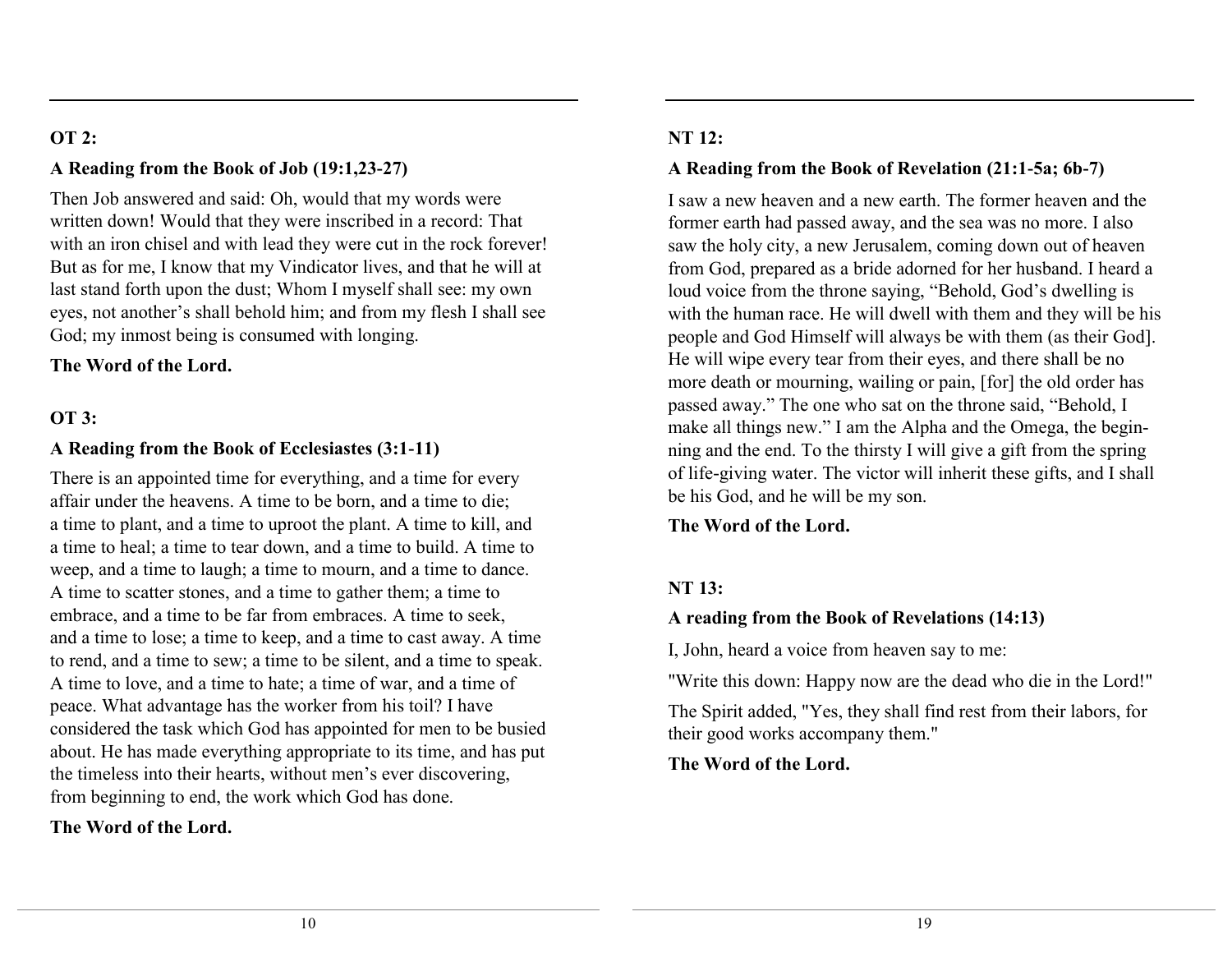## OT 2:

### A Reading from the Book of Job (19:1,23-27)

Then Job answered and said: Oh, would that my words were written down! Would that they were inscribed in a record: That with an iron chisel and with lead they were cut in the rock forever! But as for me, I know that my Vindicator lives, and that he will at last stand forth upon the dust; Whom I myself shall see: my own eyes, not another's shall behold him; and from my flesh I shall see God; my inmost being is consumed with longing.

**The Word of the Lord.**

## OT 3:

### A Reading from the Book of Ecclesiastes (3:1-11)

There is an appointed time for everything, and a time for every affair under the heavens. A time to be born, and a time to die; a time to plant, and a time to uproot the plant. A time to kill, and a time to heal; a time to tear down, and a time to build. A time to weep, and a time to laugh; a time to mourn, and a time to dance. A time to scatter stones, and a time to gather them; a time to embrace, and a time to be far from embraces. A time to seek, and a time to lose; a time to keep, and a time to cast away. A time to rend, and a time to sew; a time to be silent, and a time to speak. A time to love, and a time to hate; a time of war, and a time of peace. What advantage has the worker from his toil? I have considered the task which God has appointed for men to be busied about. He has made everything appropriate to its time, and has put the timeless into their hearts, without men's ever discovering, from beginning to end, the work which God has done.

**The Word of the Lord.**

## NT 12:

### A Reading from the Book of Revelation (21:1-5a; 6b-7)

I saw a new heaven and a new earth. The former heaven and the former earth had passed away, and the sea was no more. I also saw the holy city, a new Jerusalem, coming down out of heaven from God, prepared as a bride adorned for her husband. I heard a loud voice from the throne saying, "Behold, God's dwelling is with the human race. He will dwell with them and they will be his people and God Himself will always be with them (as their God]. He will wipe every tear from their eyes, and there shall be no more death or mourning, wailing or pain, [for] the old order has passed away." The one who sat on the throne said, "Behold, I make all things new." I am the Alpha and the Omega, the beginning and the end. To the thirsty I will give a gift from the spring of life-giving water. The victor will inherit these gifts, and I shall be his God, and he will be my son.

**The Word of the Lord.**

## NT 13:

### A reading from the Book of Revelations (14:13)

I, John, heard a voice from heaven say to me:

"Write this down: Happy now are the dead who die in the Lord!"

The Spirit added, "Yes, they shall find rest from their labors, for their good works accompany them."

**The Word of the Lord.**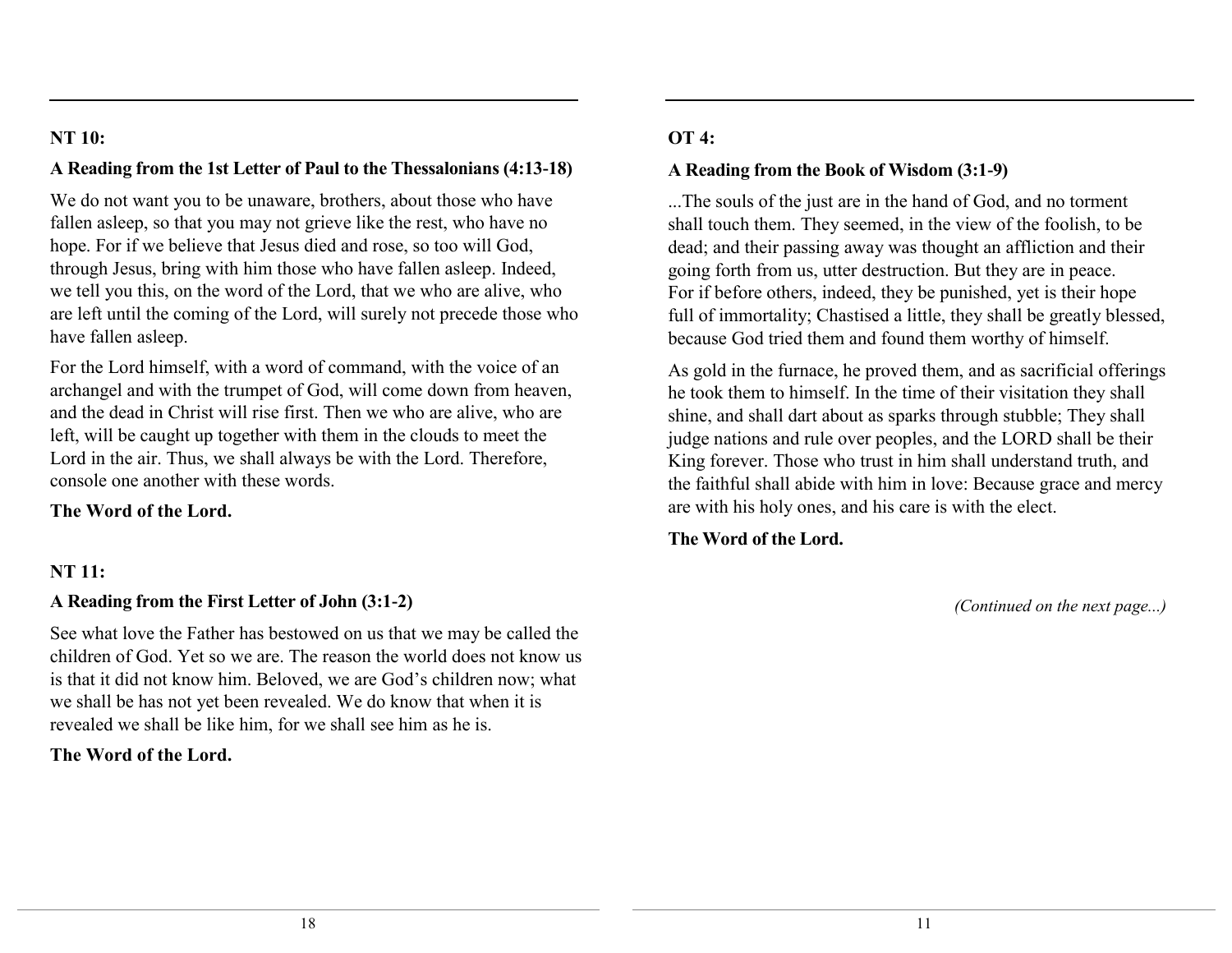### NT 10:

**A Reading from the 1st Letter of Paul to the Thessalonians (4:13-18)**

We do not want you to be unaware, brothers, about those who have fallen asleep, so that you may not grieve like the rest, who have no hope. For if we believe that Jesus died and rose, so too will God, through Jesus, bring with him those who have fallen asleep. Indeed, we tell you this, on the word of the Lord, that we who are alive, who are left until the coming of the Lord, will surely not precede those who have fallen asleep.

For the Lord himself, with a word of command, with the voice of an archangel and with the trumpet of God, will come down from heaven, and the dead in Christ will rise first. Then we who are alive, who are left, will be caught up together with them in the clouds to meet the Lord in the air. Thus, we shall always be with the Lord. Therefore, console one another with these words.

**The Word of the Lord.**

### NT 11:

**A Reading from the First Letter of John (3:1-2)**

See what love the Father has bestowed on us that we may be called the children of God. Yet so we are. The reason the world does not know us is that it did not know him. Beloved, we are God's children now; what we shall be has not yet been revealed. We do know that when it is revealed we shall be like him, for we shall see him as he is.

**The Word of the Lord.**

### OT 4:

**A Reading from the Book of Wisdom (3:1-9)**

...The souls of the just are in the hand of God, and no torment shall touch them. They seemed, in the view of the foolish, to be dead; and their passing away was thought an affliction and their going forth from us, utter destruction. But they are in peace. For if before others, indeed, they be punished, yet is their hope full of immortality; Chastised a little, they shall be greatly blessed, because God tried them and found them worthy of himself.

As gold in the furnace, he proved them, and as sacrificial offerings he took them to himself. In the time of their visitation they shall shine, and shall dart about as sparks through stubble; They shall judge nations and rule over peoples, and the LORD shall be their King forever. Those who trust in him shall understand truth, and the faithful shall abide with him in love: Because grace and mercy are with his holy ones, and his care is with the elect.

**The Word of the Lord.**

*(Continued on the next page...)*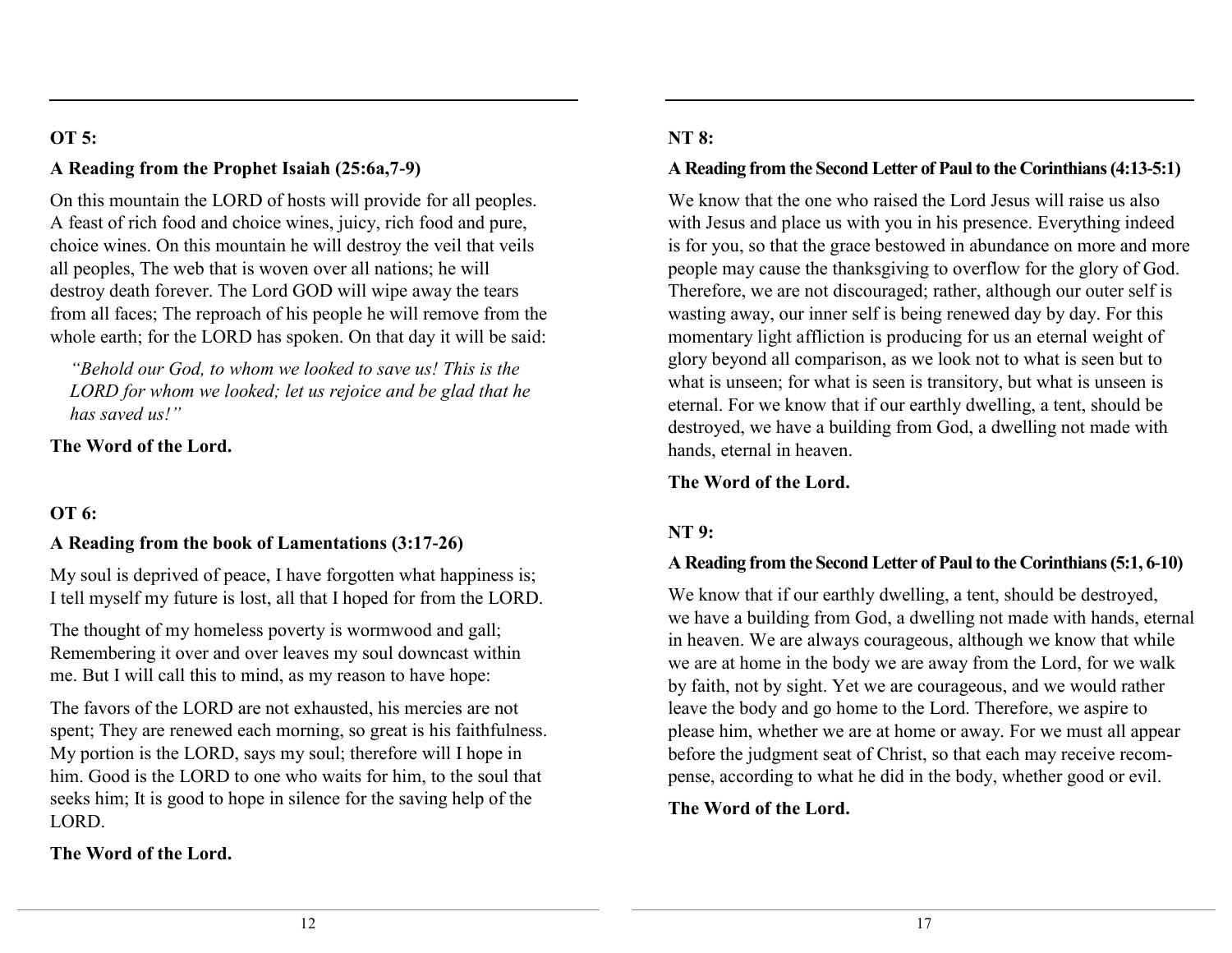**OT 5:**

**A Reading from the Prophet Isaiah (25:6a,7-9)**

On this mountain the LORD of hosts will provide for all peoples. A feast of rich food and choice wines, juicy, rich food and pure, choice wines. On this mountain he will destroy the veil that veils all peoples, The web that is woven over all nations; he will destroy death forever. The Lord GOD will wipe away the tears from all faces; The reproach of his people he will remove from the whole earth; for the LORD has spoken. On that day it will be said:

*"Behold our God, to whom we looked to save us! This is the LORD for whom we looked; let us rejoice and be glad that he has saved us!"*

**The Word of the Lord.**

**OT 6:**

**A Reading from the book of Lamentations (3:17-26)**

My soul is deprived of peace, I have forgotten what happiness is; I tell myself my future is lost, all that I hoped for from the LORD.

The thought of my homeless poverty is wormwood and gall; Remembering it over and over leaves my soul downcast within me. But I will call this to mind, as my reason to have hope:

The favors of the LORD are not exhausted, his mercies are not spent; They are renewed each morning, so great is his faithfulness. My portion is the LORD, says my soul; therefore will I hope in him. Good is the LORD to one who waits for him, to the soul that seeks him; It is good to hope in silence for the saving help of the LORD.

**The Word of the Lord.**

**NT 8:**

**A Reading from the Second Letter of Paul to the Corinthians (4:13-5:1)**

We know that the one who raised the Lord Jesus will raise us also with Jesus and place us with you in his presence. Everything indeed is for you, so that the grace bestowed in abundance on more and more people may cause the thanksgiving to overflow for the glory of God. Therefore, we are not discouraged; rather, although our outer self is wasting away, our inner self is being renewed day by day. For this momentary light affliction is producing for us an eternal weight of glory beyond all comparison, as we look not to what is seen but to what is unseen; for what is seen is transitory, but what is unseen is eternal. For we know that if our earthly dwelling, a tent, should be destroyed, we have a building from God, a dwelling not made with hands, eternal in heaven.

**The Word of the Lord.**

**NT 9:**

**A Reading from the Second Letter of Paul to the Corinthians (5:1, 6-10)**

We know that if our earthly dwelling, a tent, should be destroyed, we have a building from God, a dwelling not made with hands, eternal in heaven. We are always courageous, although we know that while we are at home in the body we are away from the Lord, for we walk by faith, not by sight. Yet we are courageous, and we would rather leave the body and go home to the Lord. Therefore, we aspire to please him, whether we are at home or away. For we must all appear before the judgment seat of Christ, so that each may receive recompense, according to what he did in the body, whether good or evil.

**The Word of the Lord.**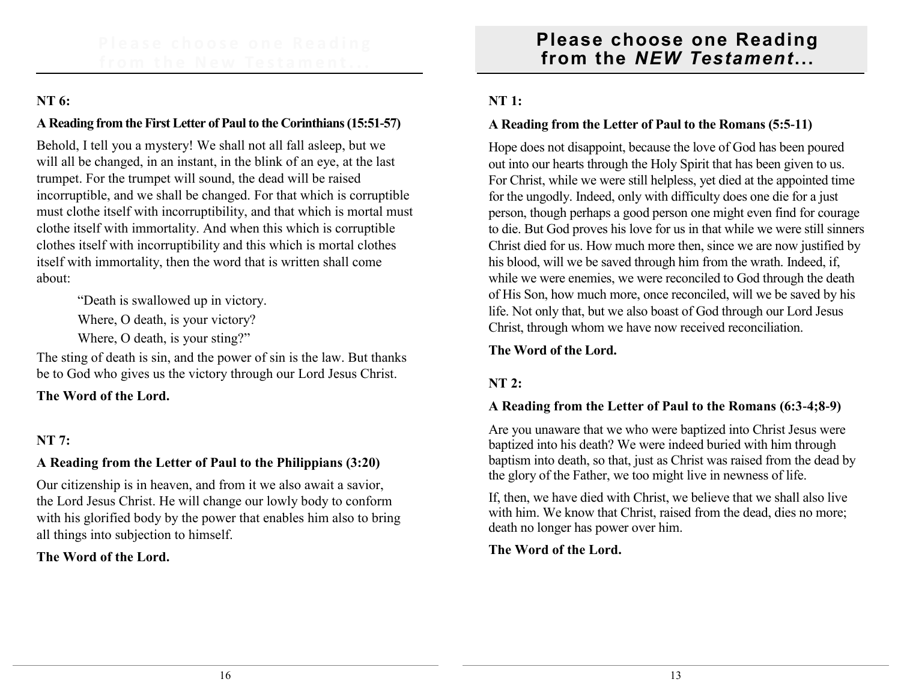## Please choose one Reading from the New Testament...

**NT 6:**

**A Reading from the First Letter of Paul to the Corinthians (15:51-57)**

Behold, I tell you a mystery! We shall not all fall asleep, but we will all be changed, in an instant, in the blink of an eye, at the last trumpet. For the trumpet will sound, the dead will be raised incorruptible, and we shall be changed. For that which is corruptible must clothe itself with incorruptibility, and that which is mortal must clothe itself with immortality. And when this which is corruptible clothes itself with incorruptibility and this which is mortal clothes itself with immortality, then the word that is written shall come about:

> "Death is swallowed up in victory.
> Where, O death, is your victory?
> Where, O death, is your sting?"

The sting of death is sin, and the power of sin is the law. But thanks be to God who gives us the victory through our Lord Jesus Christ.

**The Word of the Lord.**

**NT 7:**

**A Reading from the Letter of Paul to the Philippians (3:20)**

Our citizenship is in heaven, and from it we also await a savior, the Lord Jesus Christ. He will change our lowly body to conform with his glorified body by the power that enables him also to bring all things into subjection to himself.

**The Word of the Lord.**

## Please choose one Reading from the *NEW Testament*...

**NT 1:**

**A Reading from the Letter of Paul to the Romans (5:5-11)**

Hope does not disappoint, because the love of God has been poured out into our hearts through the Holy Spirit that has been given to us. For Christ, while we were still helpless, yet died at the appointed time for the ungodly. Indeed, only with difficulty does one die for a just person, though perhaps a good person one might even find for courage to die. But God proves his love for us in that while we were still sinners Christ died for us. How much more then, since we are now justified by his blood, will we be saved through him from the wrath. Indeed, if, while we were enemies, we were reconciled to God through the death of His Son, how much more, once reconciled, will we be saved by his life. Not only that, but we also boast of God through our Lord Jesus Christ, through whom we have now received reconciliation.

**The Word of the Lord.**

**NT 2:**

**A Reading from the Letter of Paul to the Romans (6:3-4;8-9)**

Are you unaware that we who were baptized into Christ Jesus were baptized into his death? We were indeed buried with him through baptism into death, so that, just as Christ was raised from the dead by the glory of the Father, we too might live in newness of life.

If, then, we have died with Christ, we believe that we shall also live with him. We know that Christ, raised from the dead, dies no more; death no longer has power over him.

**The Word of the Lord.**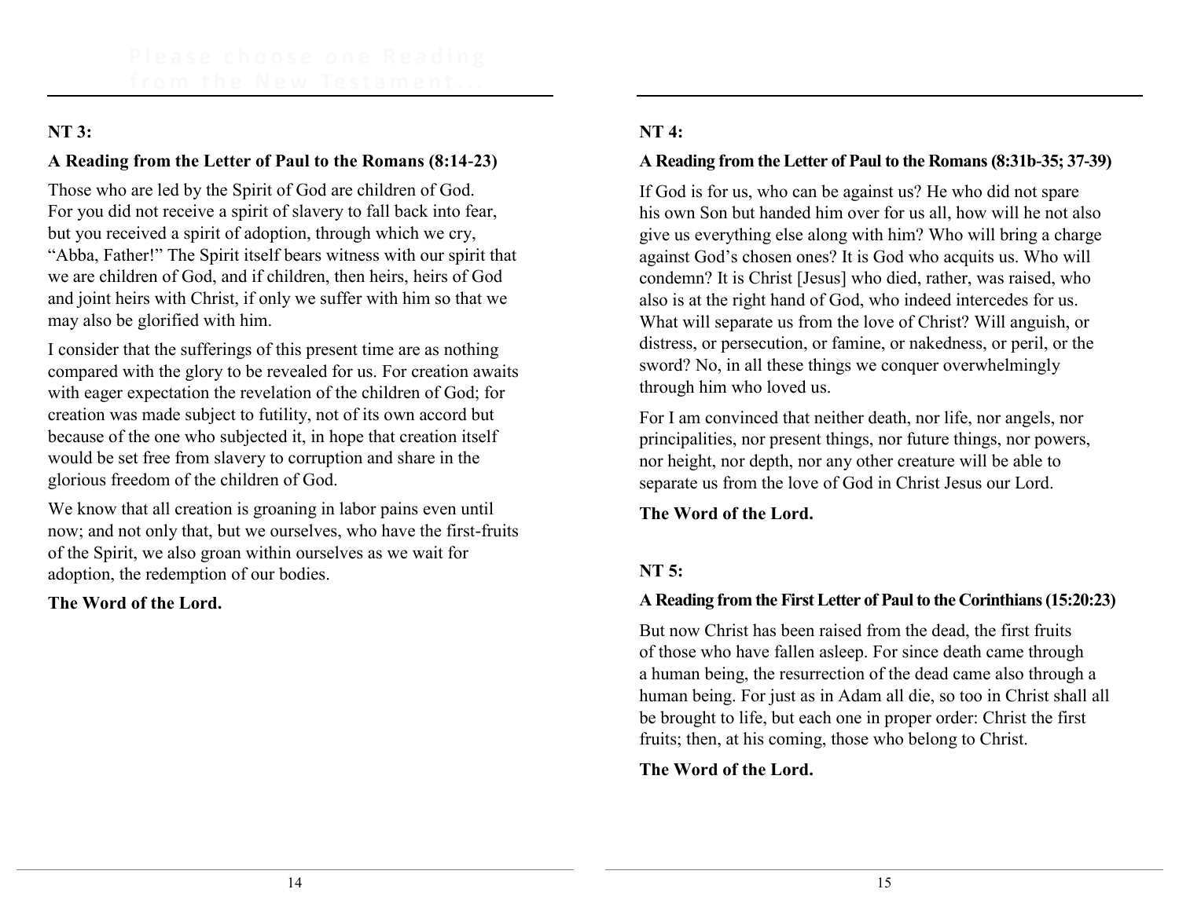Please choose one Reading from the New Testament...

## NT 3:

### A Reading from the Letter of Paul to the Romans (8:14-23)

Those who are led by the Spirit of God are children of God. For you did not receive a spirit of slavery to fall back into fear, but you received a spirit of adoption, through which we cry, "Abba, Father!" The Spirit itself bears witness with our spirit that we are children of God, and if children, then heirs, heirs of God and joint heirs with Christ, if only we suffer with him so that we may also be glorified with him.

I consider that the sufferings of this present time are as nothing compared with the glory to be revealed for us. For creation awaits with eager expectation the revelation of the children of God; for creation was made subject to futility, not of its own accord but because of the one who subjected it, in hope that creation itself would be set free from slavery to corruption and share in the glorious freedom of the children of God.

We know that all creation is groaning in labor pains even until now; and not only that, but we ourselves, who have the first-fruits of the Spirit, we also groan within ourselves as we wait for adoption, the redemption of our bodies.

**The Word of the Lord.**

## NT 4:

### A Reading from the Letter of Paul to the Romans (8:31b-35; 37-39)

If God is for us, who can be against us? He who did not spare his own Son but handed him over for us all, how will he not also give us everything else along with him? Who will bring a charge against God's chosen ones? It is God who acquits us. Who will condemn? It is Christ [Jesus] who died, rather, was raised, who also is at the right hand of God, who indeed intercedes for us. What will separate us from the love of Christ? Will anguish, or distress, or persecution, or famine, or nakedness, or peril, or the sword? No, in all these things we conquer overwhelmingly through him who loved us.

For I am convinced that neither death, nor life, nor angels, nor principalities, nor present things, nor future things, nor powers, nor height, nor depth, nor any other creature will be able to separate us from the love of God in Christ Jesus our Lord.

**The Word of the Lord.**

## NT 5:

### A Reading from the First Letter of Paul to the Corinthians (15:20:23)

But now Christ has been raised from the dead, the first fruits of those who have fallen asleep. For since death came through a human being, the resurrection of the dead came also through a human being. For just as in Adam all die, so too in Christ shall all be brought to life, but each one in proper order: Christ the first fruits; then, at his coming, those who belong to Christ.

**The Word of the Lord.**